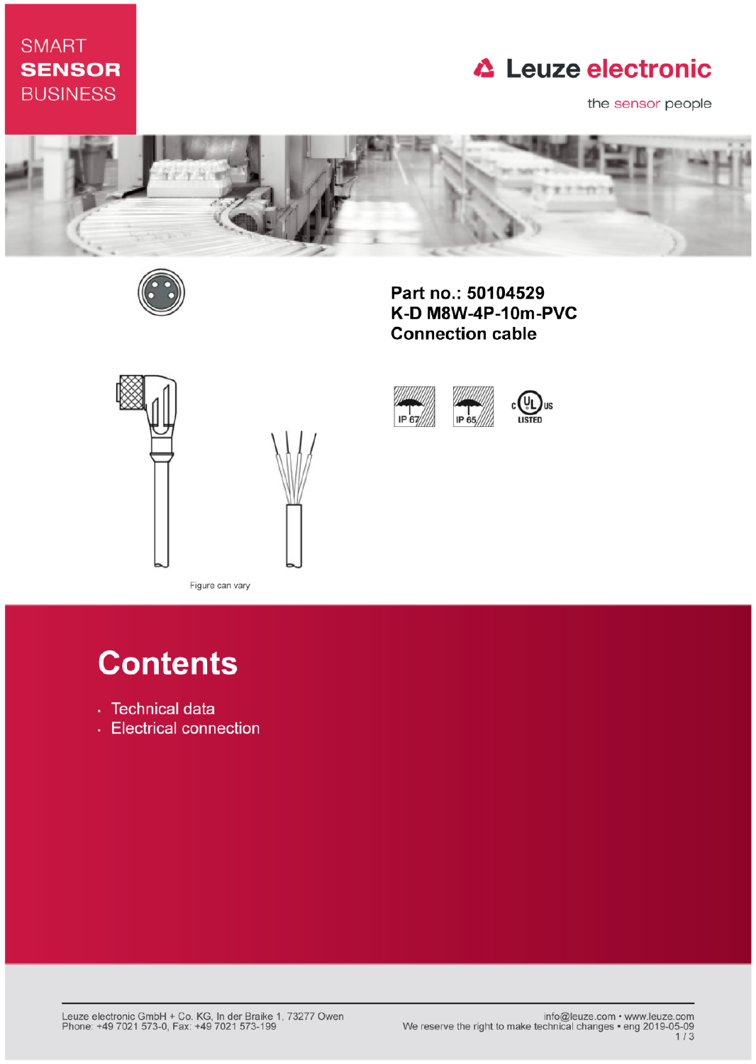SMART
**SENSOR**
BUSINESS

**Leuze electronic**

the sensor people

**Part no.: 50104529**
**K-D M8W-4P-10m-PVC**
**Connection cable**

IP 67 IP 65 c UL us LISTED

Figure can vary

# Contents

- Technical data
- Electrical connection

Leuze electronic GmbH + Co. KG, In der Braike 1, 73277 Owen
Phone: +49 7021 573-0, Fax: +49 7021 573-199

info@leuze.com • www.leuze.com
We reserve the right to make technical changes • eng 2019-05-09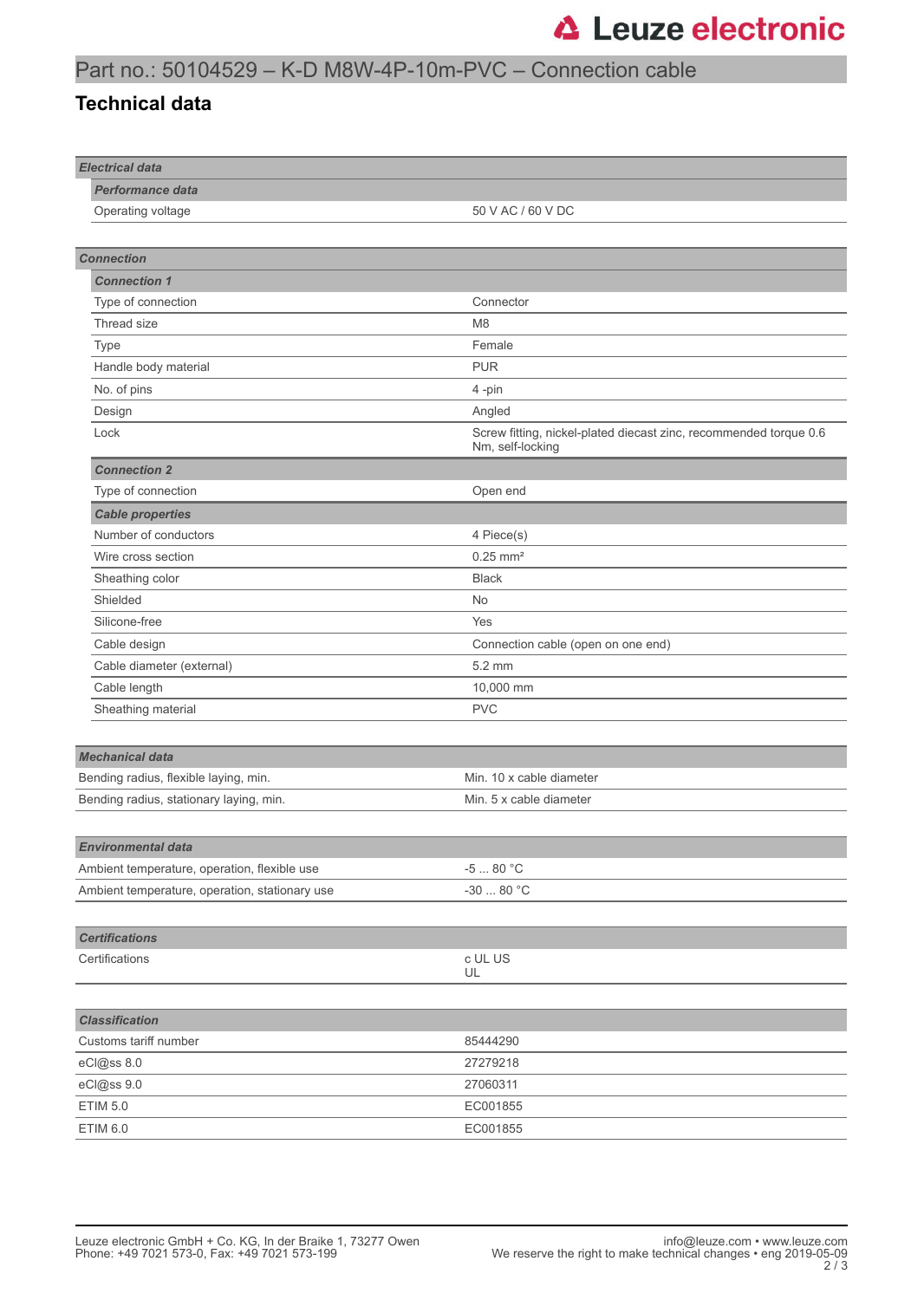# Part no.: 50104529 – K-D M8W-4P-10m-PVC – Connection cable

## Technical data

| Electrical data | |
|---|---|
| ***Performance data*** | |
| Operating voltage | 50 V AC / 60 V DC |

| Connection | |
|---|---|
| ***Connection 1*** | |
| Type of connection | Connector |
| Thread size | M8 |
| Type | Female |
| Handle body material | PUR |
| No. of pins | 4 -pin |
| Design | Angled |
| Lock | Screw fitting, nickel-plated diecast zinc, recommended torque 0.6 Nm, self-locking |
| ***Connection 2*** | |
| Type of connection | Open end |
| ***Cable properties*** | |
| Number of conductors | 4 Piece(s) |
| Wire cross section | 0.25 mm² |
| Sheathing color | Black |
| Shielded | No |
| Silicone-free | Yes |
| Cable design | Connection cable (open on one end) |
| Cable diameter (external) | 5.2 mm |
| Cable length | 10,000 mm |
| Sheathing material | PVC |

| Mechanical data | |
|---|---|
| Bending radius, flexible laying, min. | Min. 10 x cable diameter |
| Bending radius, stationary laying, min. | Min. 5 x cable diameter |

| Environmental data | |
|---|---|
| Ambient temperature, operation, flexible use | -5 ... 80 °C |
| Ambient temperature, operation, stationary use | -30 ... 80 °C |

| Certifications | |
|---|---|
| Certifications | c UL US<br>UL |

| Classification | |
|---|---|
| Customs tariff number | 85444290 |
| eCl@ss 8.0 | 27279218 |
| eCl@ss 9.0 | 27060311 |
| ETIM 5.0 | EC001855 |
| ETIM 6.0 | EC001855 |

Leuze electronic GmbH + Co. KG, In der Braike 1, 73277 Owen
Phone: +49 7021 573-0, Fax: +49 7021 573-199

info@leuze.com • www.leuze.com
We reserve the right to make technical changes • eng 2019-05-09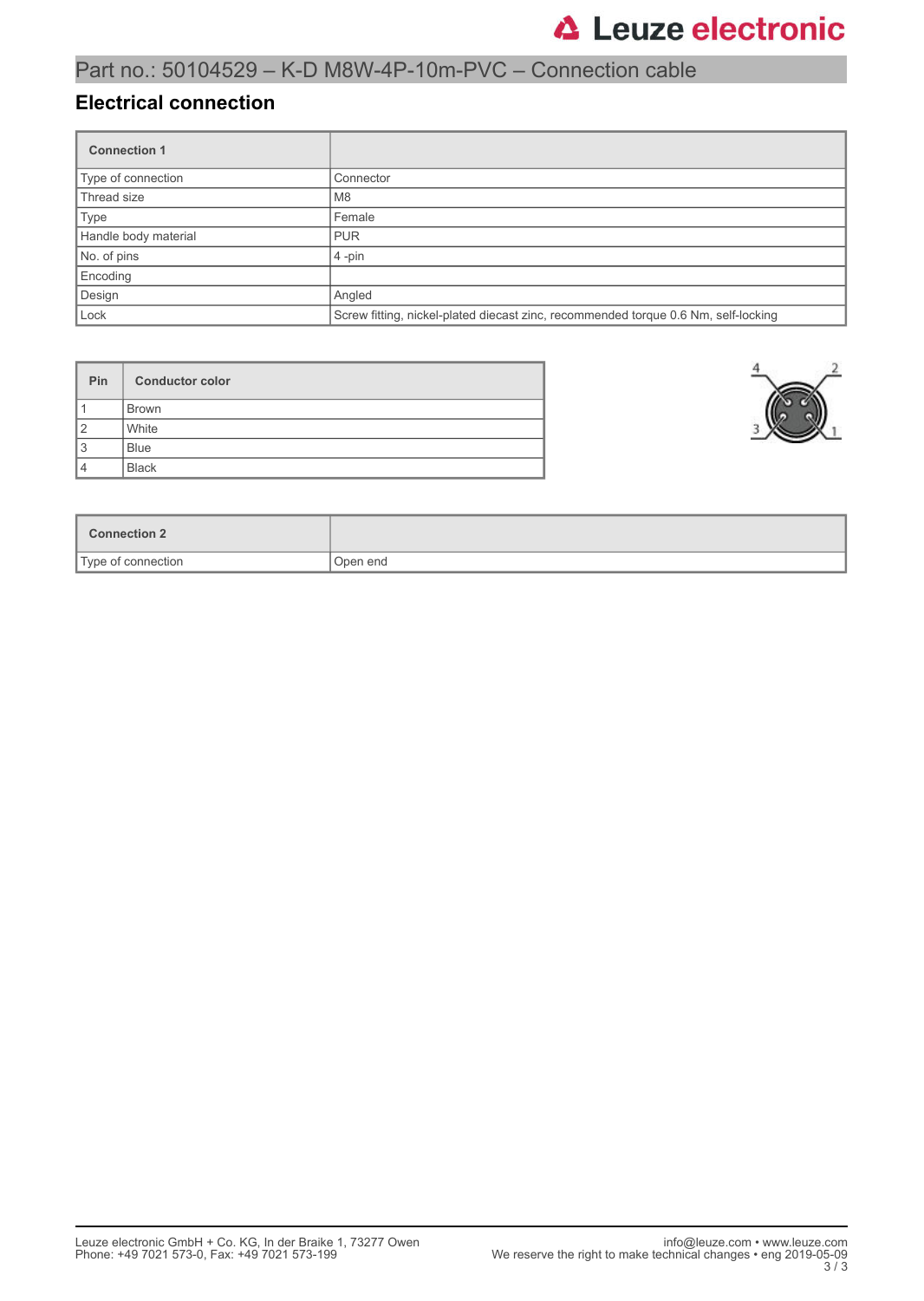## Part no.: 50104529 – K-D M8W-4P-10m-PVC – Connection cable

## Electrical connection

| Connection 1 | |
|---|---|
| Type of connection | Connector |
| Thread size | M8 |
| Type | Female |
| Handle body material | PUR |
| No. of pins | 4 -pin |
| Encoding | |
| Design | Angled |
| Lock | Screw fitting, nickel-plated diecast zinc, recommended torque 0.6 Nm, self-locking |

| Pin | Conductor color |
|---|---|
| 1 | Brown |
| 2 | White |
| 3 | Blue |
| 4 | Black |

4
2
3
1

| Connection 2 | |
|---|---|
| Type of connection | Open end |

Leuze electronic GmbH + Co. KG, In der Braike 1, 73277 Owen
Phone: +49 7021 573-0, Fax: +49 7021 573-199

info@leuze.com • www.leuze.com
We reserve the right to make technical changes • eng 2019-05-09